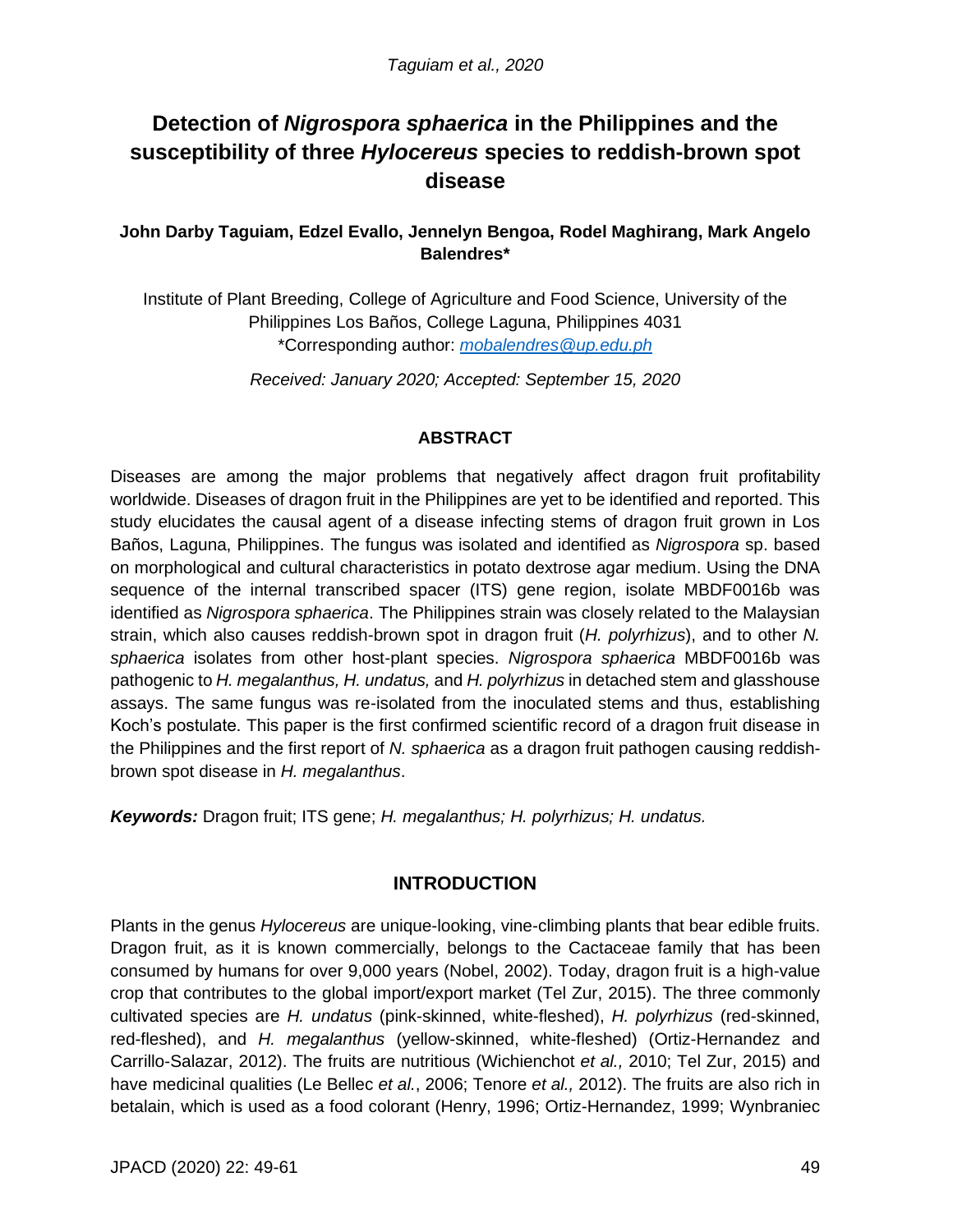# Detection of *Nigrospora sphaerica* in the Philippines and the susceptibility of three *Hylocereus* species to reddish-brown spot disease

**John Darby Taguiam, Edzel Evallo, Jennelyn Bengoa, Rodel Maghirang, Mark Angelo Balendres\***

Institute of Plant Breeding, College of Agriculture and Food Science, University of the Philippines Los Baños, College Laguna, Philippines 4031
\*Corresponding author: mobalendres@up.edu.ph

*Received: January 2020; Accepted: September 15, 2020*

## ABSTRACT

Diseases are among the major problems that negatively affect dragon fruit profitability worldwide. Diseases of dragon fruit in the Philippines are yet to be identified and reported. This study elucidates the causal agent of a disease infecting stems of dragon fruit grown in Los Baños, Laguna, Philippines. The fungus was isolated and identified as *Nigrospora* sp. based on morphological and cultural characteristics in potato dextrose agar medium. Using the DNA sequence of the internal transcribed spacer (ITS) gene region, isolate MBDF0016b was identified as *Nigrospora sphaerica*. The Philippines strain was closely related to the Malaysian strain, which also causes reddish-brown spot in dragon fruit (*H. polyrhizus*), and to other *N. sphaerica* isolates from other host-plant species. *Nigrospora sphaerica* MBDF0016b was pathogenic to *H. megalanthus, H. undatus,* and *H. polyrhizus* in detached stem and glasshouse assays. The same fungus was re-isolated from the inoculated stems and thus, establishing Koch's postulate. This paper is the first confirmed scientific record of a dragon fruit disease in the Philippines and the first report of *N. sphaerica* as a dragon fruit pathogen causing reddish-brown spot disease in *H. megalanthus*.

***Keywords:*** Dragon fruit; ITS gene; *H. megalanthus; H. polyrhizus; H. undatus.*

## INTRODUCTION

Plants in the genus *Hylocereus* are unique-looking, vine-climbing plants that bear edible fruits. Dragon fruit, as it is known commercially, belongs to the Cactaceae family that has been consumed by humans for over 9,000 years (Nobel, 2002). Today, dragon fruit is a high-value crop that contributes to the global import/export market (Tel Zur, 2015). The three commonly cultivated species are *H. undatus* (pink-skinned, white-fleshed), *H. polyrhizus* (red-skinned, red-fleshed), and *H. megalanthus* (yellow-skinned, white-fleshed) (Ortiz-Hernandez and Carrillo-Salazar, 2012). The fruits are nutritious (Wichienchot *et al.,* 2010; Tel Zur, 2015) and have medicinal qualities (Le Bellec *et al.*, 2006; Tenore *et al.,* 2012). The fruits are also rich in betalain, which is used as a food colorant (Henry, 1996; Ortiz-Hernandez, 1999; Wynbraniec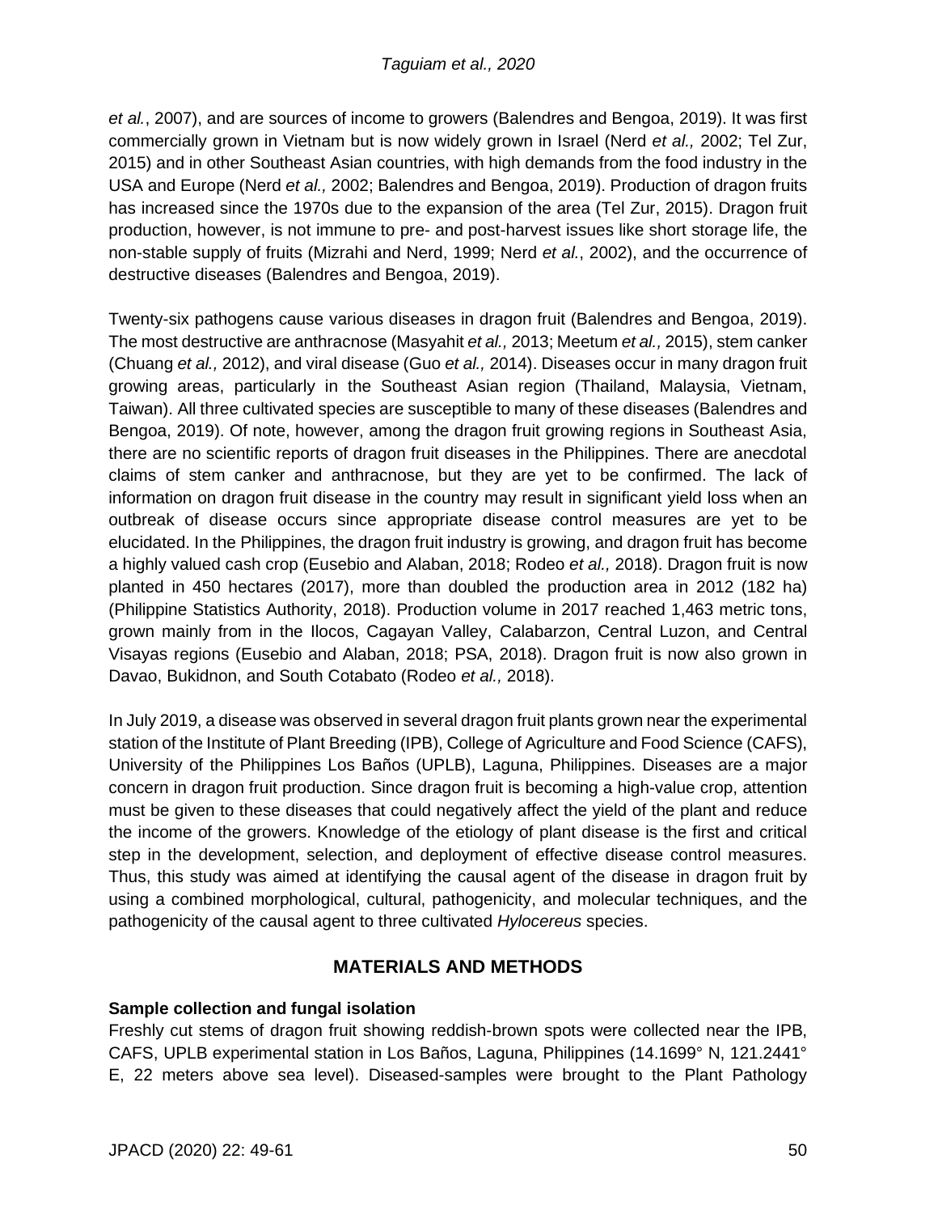*et al.*, 2007), and are sources of income to growers (Balendres and Bengoa, 2019). It was first commercially grown in Vietnam but is now widely grown in Israel (Nerd *et al.,* 2002; Tel Zur, 2015) and in other Southeast Asian countries, with high demands from the food industry in the USA and Europe (Nerd *et al.,* 2002; Balendres and Bengoa, 2019). Production of dragon fruits has increased since the 1970s due to the expansion of the area (Tel Zur, 2015). Dragon fruit production, however, is not immune to pre- and post-harvest issues like short storage life, the non-stable supply of fruits (Mizrahi and Nerd, 1999; Nerd *et al.*, 2002), and the occurrence of destructive diseases (Balendres and Bengoa, 2019).

Twenty-six pathogens cause various diseases in dragon fruit (Balendres and Bengoa, 2019). The most destructive are anthracnose (Masyahit *et al.,* 2013; Meetum *et al.,* 2015), stem canker (Chuang *et al.,* 2012), and viral disease (Guo *et al.,* 2014). Diseases occur in many dragon fruit growing areas, particularly in the Southeast Asian region (Thailand, Malaysia, Vietnam, Taiwan). All three cultivated species are susceptible to many of these diseases (Balendres and Bengoa, 2019). Of note, however, among the dragon fruit growing regions in Southeast Asia, there are no scientific reports of dragon fruit diseases in the Philippines. There are anecdotal claims of stem canker and anthracnose, but they are yet to be confirmed. The lack of information on dragon fruit disease in the country may result in significant yield loss when an outbreak of disease occurs since appropriate disease control measures are yet to be elucidated. In the Philippines, the dragon fruit industry is growing, and dragon fruit has become a highly valued cash crop (Eusebio and Alaban, 2018; Rodeo *et al.,* 2018). Dragon fruit is now planted in 450 hectares (2017), more than doubled the production area in 2012 (182 ha) (Philippine Statistics Authority, 2018). Production volume in 2017 reached 1,463 metric tons, grown mainly from in the Ilocos, Cagayan Valley, Calabarzon, Central Luzon, and Central Visayas regions (Eusebio and Alaban, 2018; PSA, 2018). Dragon fruit is now also grown in Davao, Bukidnon, and South Cotabato (Rodeo *et al.,* 2018).

In July 2019, a disease was observed in several dragon fruit plants grown near the experimental station of the Institute of Plant Breeding (IPB), College of Agriculture and Food Science (CAFS), University of the Philippines Los Baños (UPLB), Laguna, Philippines. Diseases are a major concern in dragon fruit production. Since dragon fruit is becoming a high-value crop, attention must be given to these diseases that could negatively affect the yield of the plant and reduce the income of the growers. Knowledge of the etiology of plant disease is the first and critical step in the development, selection, and deployment of effective disease control measures. Thus, this study was aimed at identifying the causal agent of the disease in dragon fruit by using a combined morphological, cultural, pathogenicity, and molecular techniques, and the pathogenicity of the causal agent to three cultivated *Hylocereus* species.

## MATERIALS AND METHODS

**Sample collection and fungal isolation**

Freshly cut stems of dragon fruit showing reddish-brown spots were collected near the IPB, CAFS, UPLB experimental station in Los Baños, Laguna, Philippines (14.1699° N, 121.2441° E, 22 meters above sea level). Diseased-samples were brought to the Plant Pathology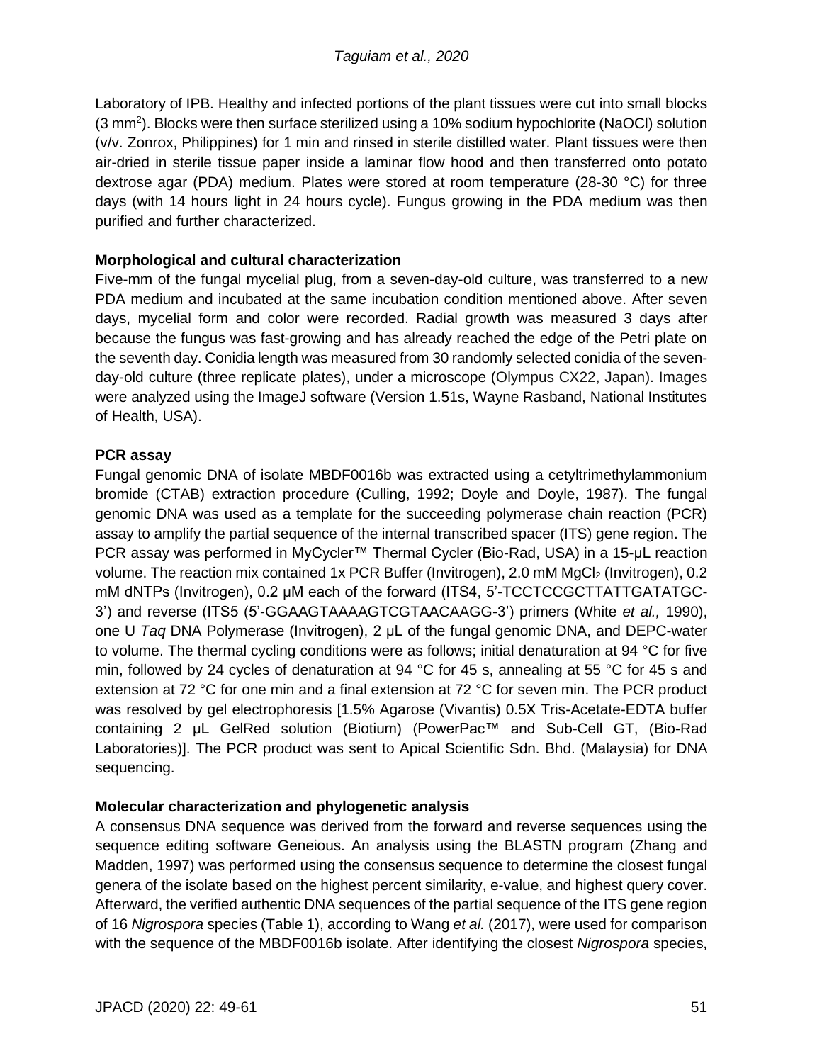Laboratory of IPB. Healthy and infected portions of the plant tissues were cut into small blocks (3 $mm^2$). Blocks were then surface sterilized using a 10% sodium hypochlorite (NaOCl) solution (v/v. Zonrox, Philippines) for 1 min and rinsed in sterile distilled water. Plant tissues were then air-dried in sterile tissue paper inside a laminar flow hood and then transferred onto potato dextrose agar (PDA) medium. Plates were stored at room temperature (28-30 °C) for three days (with 14 hours light in 24 hours cycle). Fungus growing in the PDA medium was then purified and further characterized.

**Morphological and cultural characterization**

Five-mm of the fungal mycelial plug, from a seven-day-old culture, was transferred to a new PDA medium and incubated at the same incubation condition mentioned above. After seven days, mycelial form and color were recorded. Radial growth was measured 3 days after because the fungus was fast-growing and has already reached the edge of the Petri plate on the seventh day. Conidia length was measured from 30 randomly selected conidia of the seven-day-old culture (three replicate plates), under a microscope (Olympus CX22, Japan). Images were analyzed using the ImageJ software (Version 1.51s, Wayne Rasband, National Institutes of Health, USA).

**PCR assay**

Fungal genomic DNA of isolate MBDF0016b was extracted using a cetyltrimethylammonium bromide (CTAB) extraction procedure (Culling, 1992; Doyle and Doyle, 1987). The fungal genomic DNA was used as a template for the succeeding polymerase chain reaction (PCR) assay to amplify the partial sequence of the internal transcribed spacer (ITS) gene region. The PCR assay was performed in MyCycler™ Thermal Cycler (Bio-Rad, USA) in a 15-µL reaction volume. The reaction mix contained 1x PCR Buffer (Invitrogen), 2.0 mM $MgCl_2$ (Invitrogen), 0.2 mM dNTPs (Invitrogen), 0.2 µM each of the forward (ITS4, 5'-TCCTCCGCTTATTGATATGC-3') and reverse (ITS5 (5'-GGAAGTAAAAGTCGTAACAAGG-3') primers (White *et al.,* 1990), one U *Taq* DNA Polymerase (Invitrogen), 2 µL of the fungal genomic DNA, and DEPC-water to volume. The thermal cycling conditions were as follows; initial denaturation at 94 °C for five min, followed by 24 cycles of denaturation at 94 °C for 45 s, annealing at 55 °C for 45 s and extension at 72 °C for one min and a final extension at 72 °C for seven min. The PCR product was resolved by gel electrophoresis [1.5% Agarose (Vivantis) 0.5X Tris-Acetate-EDTA buffer containing 2 µL GelRed solution (Biotium) (PowerPac™ and Sub-Cell GT, (Bio-Rad Laboratories)]. The PCR product was sent to Apical Scientific Sdn. Bhd. (Malaysia) for DNA sequencing.

**Molecular characterization and phylogenetic analysis**

A consensus DNA sequence was derived from the forward and reverse sequences using the sequence editing software Geneious. An analysis using the BLASTN program (Zhang and Madden, 1997) was performed using the consensus sequence to determine the closest fungal genera of the isolate based on the highest percent similarity, e-value, and highest query cover. Afterward, the verified authentic DNA sequences of the partial sequence of the ITS gene region of 16 *Nigrospora* species (Table 1), according to Wang *et al.* (2017), were used for comparison with the sequence of the MBDF0016b isolate. After identifying the closest *Nigrospora* species,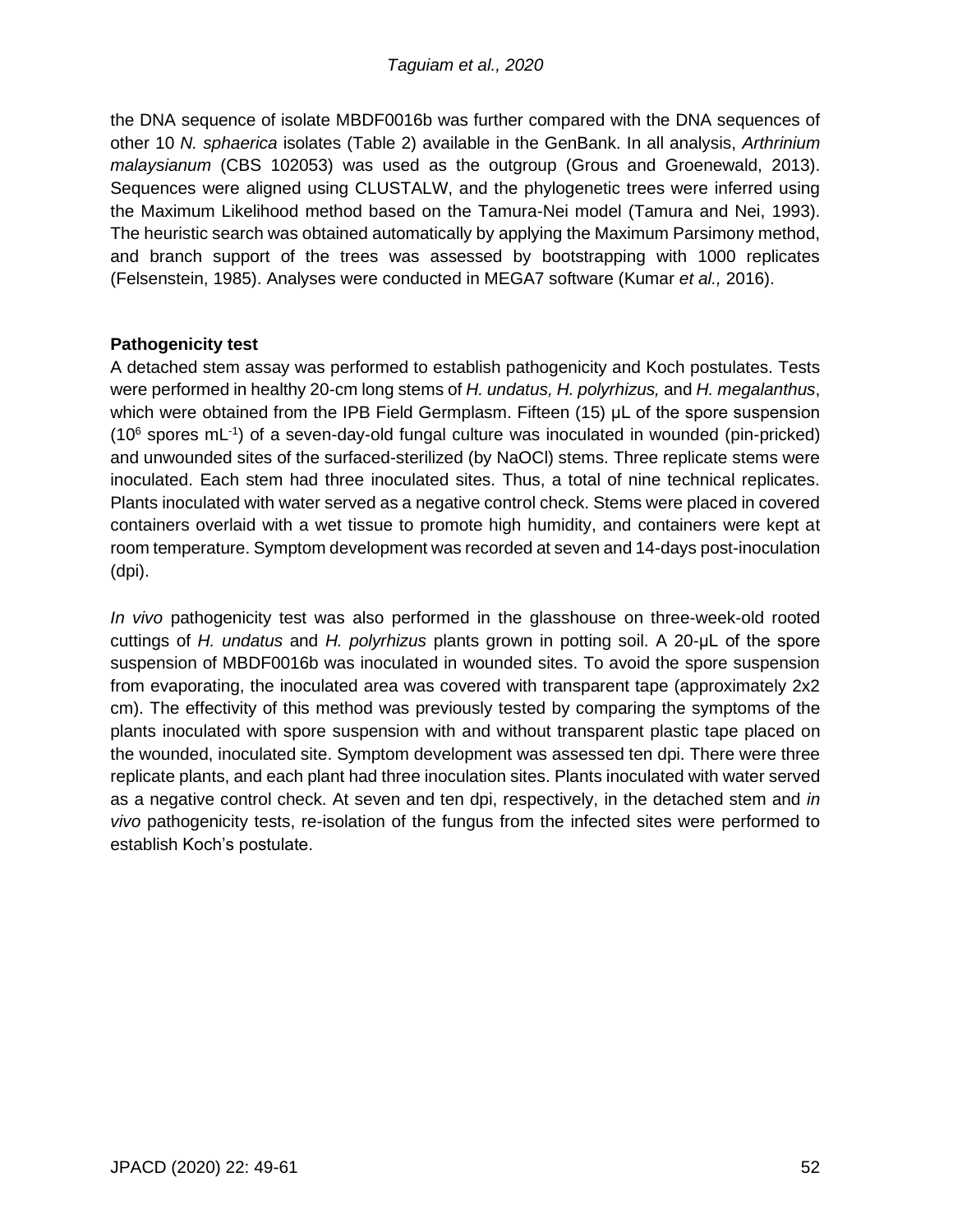the DNA sequence of isolate MBDF0016b was further compared with the DNA sequences of other 10 *N. sphaerica* isolates (Table 2) available in the GenBank. In all analysis, *Arthrinium malaysianum* (CBS 102053) was used as the outgroup (Grous and Groenewald, 2013). Sequences were aligned using CLUSTALW, and the phylogenetic trees were inferred using the Maximum Likelihood method based on the Tamura-Nei model (Tamura and Nei, 1993). The heuristic search was obtained automatically by applying the Maximum Parsimony method, and branch support of the trees was assessed by bootstrapping with 1000 replicates (Felsenstein, 1985). Analyses were conducted in MEGA7 software (Kumar *et al.,* 2016).

**Pathogenicity test**

A detached stem assay was performed to establish pathogenicity and Koch postulates. Tests were performed in healthy 20-cm long stems of *H. undatus, H. polyrhizus,* and *H. megalanthus*, which were obtained from the IPB Field Germplasm. Fifteen (15) µL of the spore suspension ($10^6$ spores $mL^{-1}$) of a seven-day-old fungal culture was inoculated in wounded (pin-pricked) and unwounded sites of the surfaced-sterilized (by NaOCl) stems. Three replicate stems were inoculated. Each stem had three inoculated sites. Thus, a total of nine technical replicates. Plants inoculated with water served as a negative control check. Stems were placed in covered containers overlaid with a wet tissue to promote high humidity, and containers were kept at room temperature. Symptom development was recorded at seven and 14-days post-inoculation (dpi).

*In vivo* pathogenicity test was also performed in the glasshouse on three-week-old rooted cuttings of *H. undatus* and *H. polyrhizus* plants grown in potting soil. A 20-µL of the spore suspension of MBDF0016b was inoculated in wounded sites. To avoid the spore suspension from evaporating, the inoculated area was covered with transparent tape (approximately 2x2 cm). The effectivity of this method was previously tested by comparing the symptoms of the plants inoculated with spore suspension with and without transparent plastic tape placed on the wounded, inoculated site. Symptom development was assessed ten dpi. There were three replicate plants, and each plant had three inoculation sites. Plants inoculated with water served as a negative control check. At seven and ten dpi, respectively, in the detached stem and *in vivo* pathogenicity tests, re-isolation of the fungus from the infected sites were performed to establish Koch's postulate.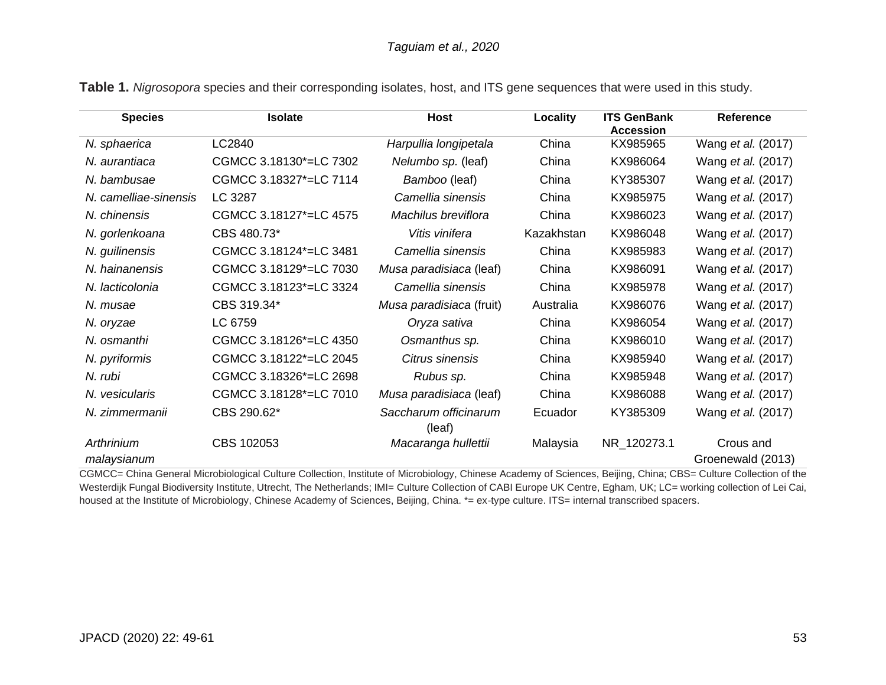**Table 1.** *Nigrosopora* species and their corresponding isolates, host, and ITS gene sequences that were used in this study.

| Species | Isolate | Host | Locality | ITS GenBank Accession | Reference |
|---|---|---|---|---|---|
| *N. sphaerica* | LC2840 | *Harpullia longipetala* | China | KX985965 | Wang *et al.* (2017) |
| *N. aurantiaca* | CGMCC 3.18130*=LC 7302 | *Nelumbo sp.* (leaf) | China | KX986064 | Wang *et al.* (2017) |
| *N. bambusae* | CGMCC 3.18327*=LC 7114 | *Bamboo* (leaf) | China | KY385307 | Wang *et al.* (2017) |
| *N. camelliae-sinensis* | LC 3287 | *Camellia sinensis* | China | KX985975 | Wang *et al.* (2017) |
| *N. chinensis* | CGMCC 3.18127*=LC 4575 | *Machilus breviflora* | China | KX986023 | Wang *et al.* (2017) |
| *N. gorlenkoana* | CBS 480.73* | *Vitis vinifera* | Kazakhstan | KX986048 | Wang *et al.* (2017) |
| *N. guilinensis* | CGMCC 3.18124*=LC 3481 | *Camellia sinensis* | China | KX985983 | Wang *et al.* (2017) |
| *N. hainanensis* | CGMCC 3.18129*=LC 7030 | *Musa paradisiaca* (leaf) | China | KX986091 | Wang *et al.* (2017) |
| *N. lacticolonia* | CGMCC 3.18123*=LC 3324 | *Camellia sinensis* | China | KX985978 | Wang *et al.* (2017) |
| *N. musae* | CBS 319.34* | *Musa paradisiaca* (fruit) | Australia | KX986076 | Wang *et al.* (2017) |
| *N. oryzae* | LC 6759 | *Oryza sativa* | China | KX986054 | Wang *et al.* (2017) |
| *N. osmanthi* | CGMCC 3.18126*=LC 4350 | *Osmanthus sp.* | China | KX986010 | Wang *et al.* (2017) |
| *N. pyriformis* | CGMCC 3.18122*=LC 2045 | *Citrus sinensis* | China | KX985940 | Wang *et al.* (2017) |
| *N. rubi* | CGMCC 3.18326*=LC 2698 | *Rubus sp.* | China | KX985948 | Wang *et al.* (2017) |
| *N. vesicularis* | CGMCC 3.18128*=LC 7010 | *Musa paradisiaca* (leaf) | China | KX986088 | Wang *et al.* (2017) |
| *N. zimmermanii* | CBS 290.62* | *Saccharum officinarum* (leaf) | Ecuador | KY385309 | Wang *et al.* (2017) |
| *Arthrinium malaysianum* | CBS 102053 | *Macaranga hullettii* | Malaysia | NR_120273.1 | Crous and Groenewald (2013) |

CGMCC= China General Microbiological Culture Collection, Institute of Microbiology, Chinese Academy of Sciences, Beijing, China; CBS= Culture Collection of the Westerdijk Fungal Biodiversity Institute, Utrecht, The Netherlands; IMI= Culture Collection of CABI Europe UK Centre, Egham, UK; LC= working collection of Lei Cai, housed at the Institute of Microbiology, Chinese Academy of Sciences, Beijing, China. *= ex-type culture. ITS= internal transcribed spacers.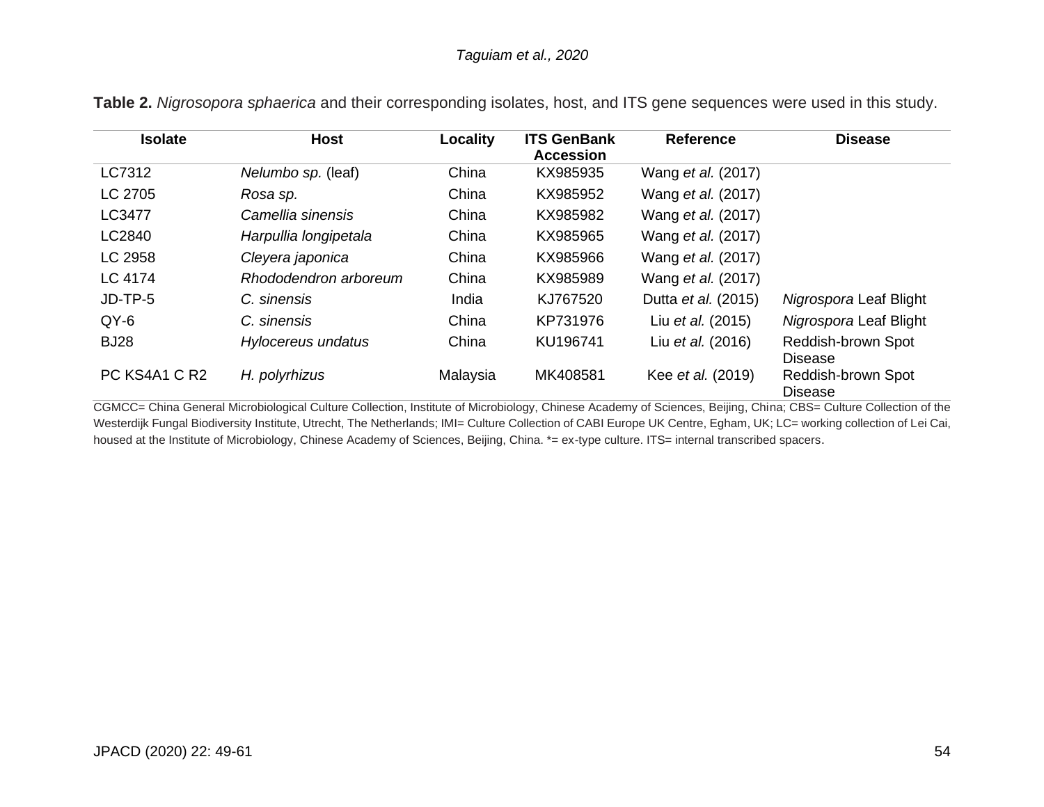**Table 2.** *Nigrosopora sphaerica* and their corresponding isolates, host, and ITS gene sequences were used in this study.

| Isolate | Host | Locality | ITS GenBank Accession | Reference | Disease |
|---|---|---|---|---|---|
| LC7312 | *Nelumbo sp.* (leaf) | China | KX985935 | Wang *et al.* (2017) | |
| LC 2705 | *Rosa sp.* | China | KX985952 | Wang *et al.* (2017) | |
| LC3477 | *Camellia sinensis* | China | KX985982 | Wang *et al.* (2017) | |
| LC2840 | *Harpullia longipetala* | China | KX985965 | Wang *et al.* (2017) | |
| LC 2958 | *Cleyera japonica* | China | KX985966 | Wang *et al.* (2017) | |
| LC 4174 | *Rhododendron arboreum* | China | KX985989 | Wang *et al.* (2017) | |
| JD-TP-5 | *C. sinensis* | India | KJ767520 | Dutta *et al.* (2015) | *Nigrospora* Leaf Blight |
| QY-6 | *C. sinensis* | China | KP731976 | Liu *et al.* (2015) | *Nigrospora* Leaf Blight |
| BJ28 | *Hylocereus undatus* | China | KU196741 | Liu *et al.* (2016) | Reddish-brown Spot Disease |
| PC KS4A1 C R2 | *H. polyrhizus* | Malaysia | MK408581 | Kee *et al.* (2019) | Reddish-brown Spot Disease |

CGMCC= China General Microbiological Culture Collection, Institute of Microbiology, Chinese Academy of Sciences, Beijing, China; CBS= Culture Collection of the Westerdijk Fungal Biodiversity Institute, Utrecht, The Netherlands; IMI= Culture Collection of CABI Europe UK Centre, Egham, UK; LC= working collection of Lei Cai, housed at the Institute of Microbiology, Chinese Academy of Sciences, Beijing, China. *= ex-type culture. ITS= internal transcribed spacers.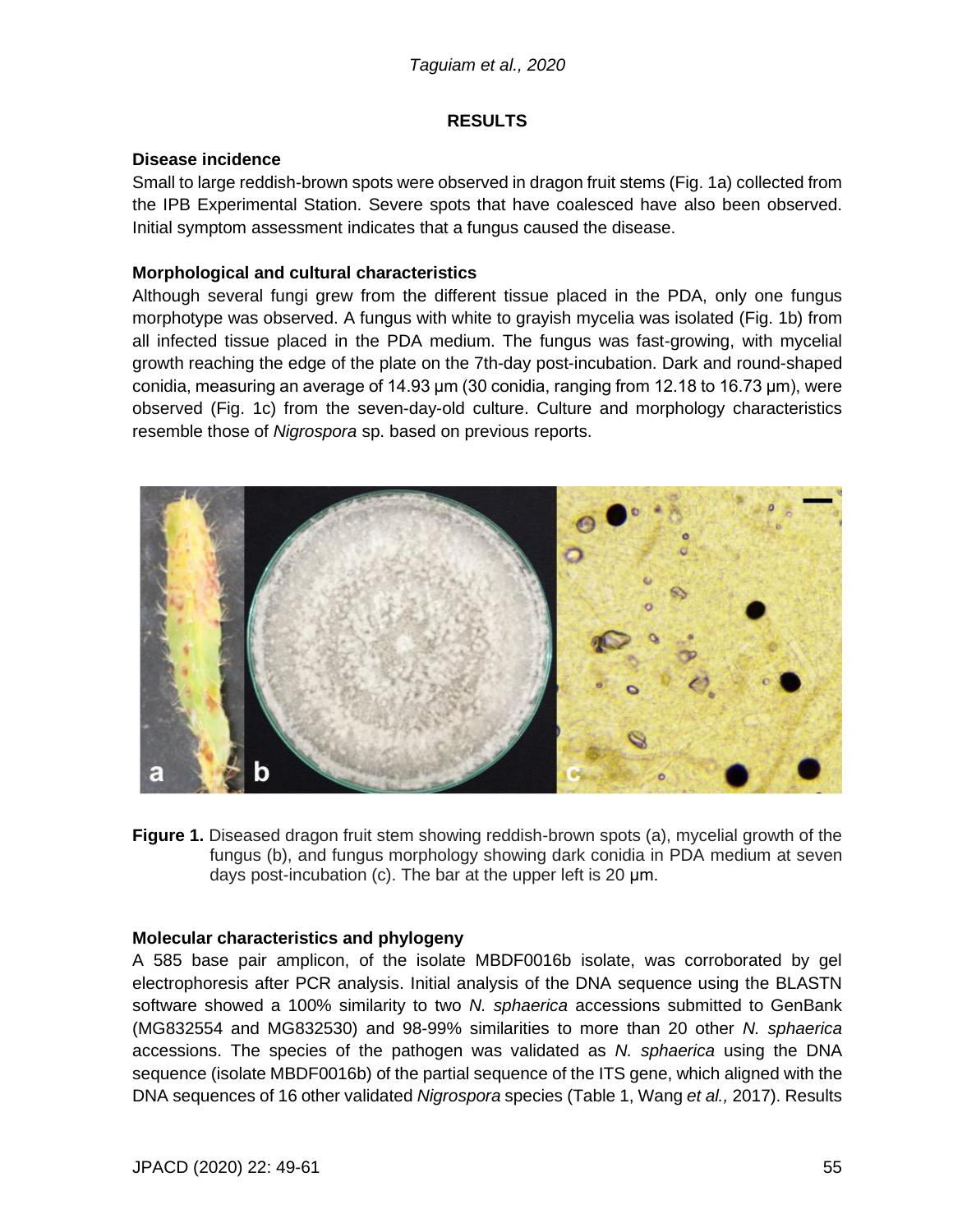## RESULTS

### Disease incidence

Small to large reddish-brown spots were observed in dragon fruit stems (Fig. 1a) collected from the IPB Experimental Station. Severe spots that have coalesced have also been observed. Initial symptom assessment indicates that a fungus caused the disease.

### Morphological and cultural characteristics

Although several fungi grew from the different tissue placed in the PDA, only one fungus morphotype was observed. A fungus with white to grayish mycelia was isolated (Fig. 1b) from all infected tissue placed in the PDA medium. The fungus was fast-growing, with mycelial growth reaching the edge of the plate on the 7th-day post-incubation. Dark and round-shaped conidia, measuring an average of 14.93 µm (30 conidia, ranging from 12.18 to 16.73 µm), were observed (Fig. 1c) from the seven-day-old culture. Culture and morphology characteristics resemble those of *Nigrospora* sp. based on previous reports.

**Figure 1.** Diseased dragon fruit stem showing reddish-brown spots (a), mycelial growth of the fungus (b), and fungus morphology showing dark conidia in PDA medium at seven days post-incubation (c). The bar at the upper left is 20 µm.

### Molecular characteristics and phylogeny

A 585 base pair amplicon, of the isolate MBDF0016b isolate, was corroborated by gel electrophoresis after PCR analysis. Initial analysis of the DNA sequence using the BLASTN software showed a 100% similarity to two *N. sphaerica* accessions submitted to GenBank (MG832554 and MG832530) and 98-99% similarities to more than 20 other *N. sphaerica* accessions. The species of the pathogen was validated as *N. sphaerica* using the DNA sequence (isolate MBDF0016b) of the partial sequence of the ITS gene, which aligned with the DNA sequences of 16 other validated *Nigrospora* species (Table 1, Wang *et al.,* 2017). Results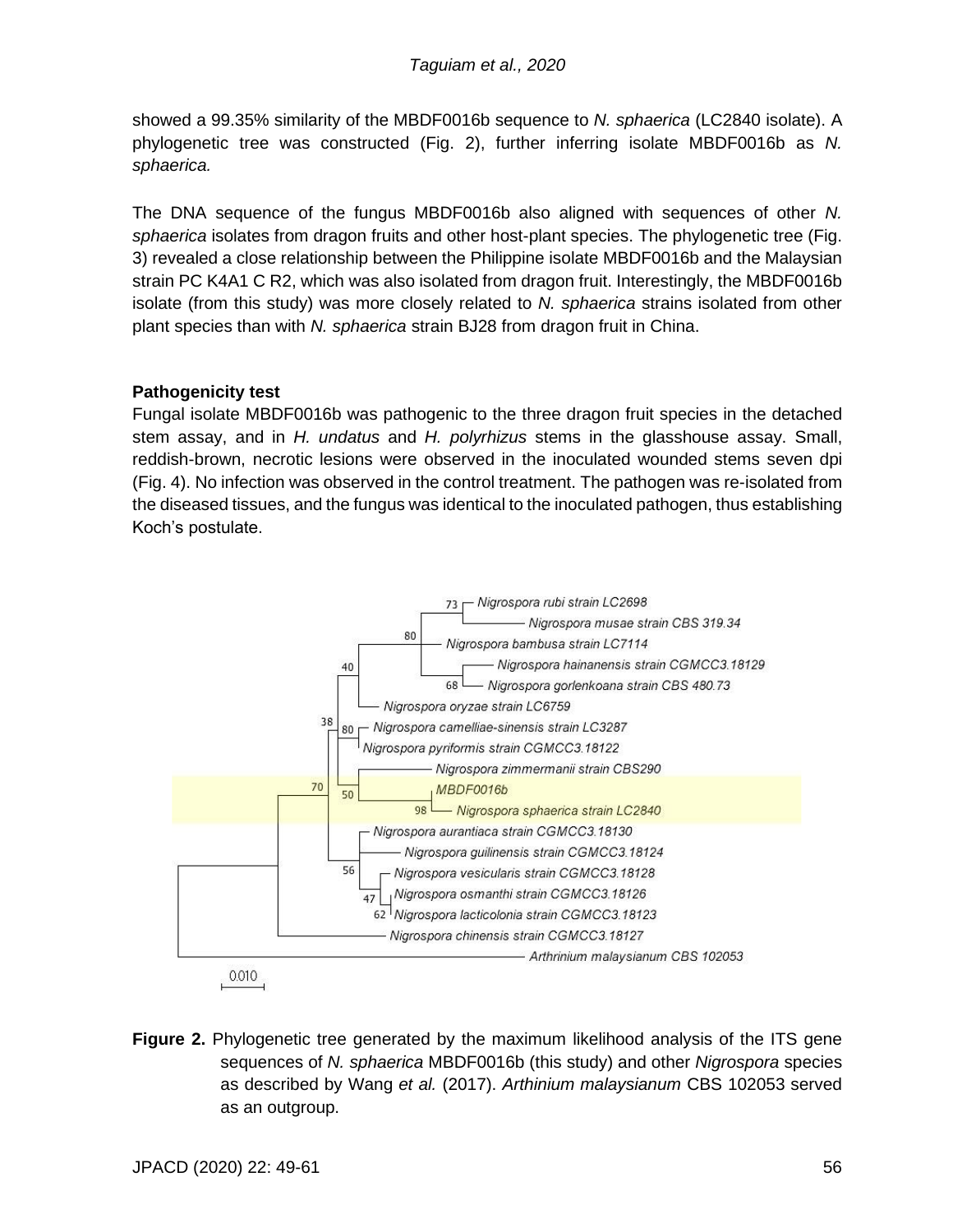showed a 99.35% similarity of the MBDF0016b sequence to *N. sphaerica* (LC2840 isolate). A phylogenetic tree was constructed (Fig. 2), further inferring isolate MBDF0016b as *N. sphaerica.*

The DNA sequence of the fungus MBDF0016b also aligned with sequences of other *N. sphaerica* isolates from dragon fruits and other host-plant species. The phylogenetic tree (Fig. 3) revealed a close relationship between the Philippine isolate MBDF0016b and the Malaysian strain PC K4A1 C R2, which was also isolated from dragon fruit. Interestingly, the MBDF0016b isolate (from this study) was more closely related to *N. sphaerica* strains isolated from other plant species than with *N. sphaerica* strain BJ28 from dragon fruit in China.

**Pathogenicity test**

Fungal isolate MBDF0016b was pathogenic to the three dragon fruit species in the detached stem assay, and in *H. undatus* and *H. polyrhizus* stems in the glasshouse assay. Small, reddish-brown, necrotic lesions were observed in the inoculated wounded stems seven dpi (Fig. 4). No infection was observed in the control treatment. The pathogen was re-isolated from the diseased tissues, and the fungus was identical to the inoculated pathogen, thus establishing Koch's postulate.

**Figure 2.** Phylogenetic tree generated by the maximum likelihood analysis of the ITS gene sequences of *N. sphaerica* MBDF0016b (this study) and other *Nigrospora* species as described by Wang *et al.* (2017). *Arthinium malaysianum* CBS 102053 served as an outgroup.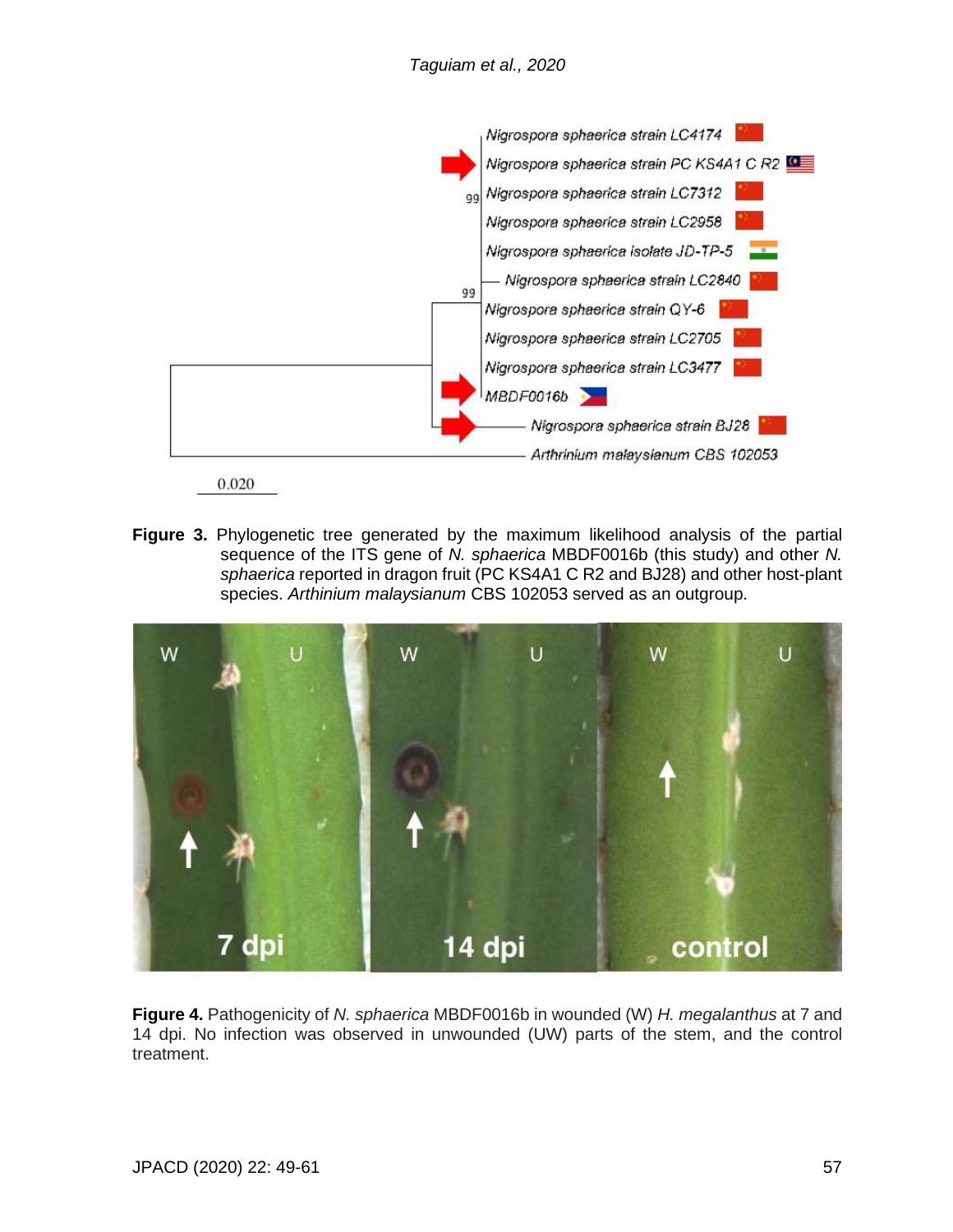**Figure 3.** Phylogenetic tree generated by the maximum likelihood analysis of the partial sequence of the ITS gene of *N. sphaerica* MBDF0016b (this study) and other *N. sphaerica* reported in dragon fruit (PC KS4A1 C R2 and BJ28) and other host-plant species. *Arthinium malaysianum* CBS 102053 served as an outgroup.

**Figure 4.** Pathogenicity of *N. sphaerica* MBDF0016b in wounded (W) *H. megalanthus* at 7 and 14 dpi. No infection was observed in unwounded (UW) parts of the stem, and the control treatment.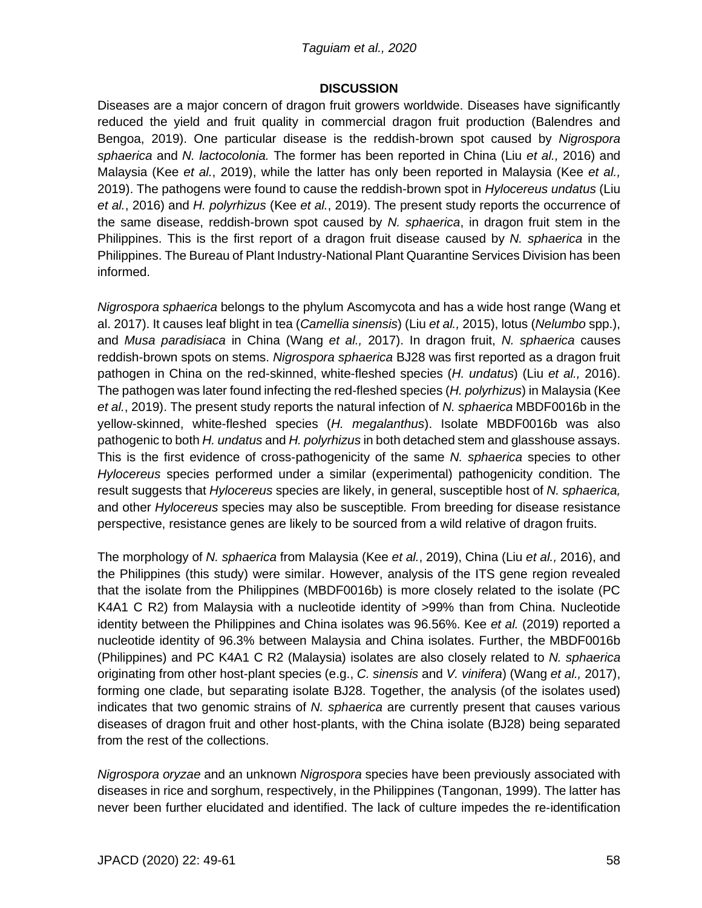## DISCUSSION

Diseases are a major concern of dragon fruit growers worldwide. Diseases have significantly reduced the yield and fruit quality in commercial dragon fruit production (Balendres and Bengoa, 2019). One particular disease is the reddish-brown spot caused by *Nigrospora sphaerica* and *N. lactocolonia.* The former has been reported in China (Liu *et al.,* 2016) and Malaysia (Kee *et al.*, 2019), while the latter has only been reported in Malaysia (Kee *et al.,* 2019). The pathogens were found to cause the reddish-brown spot in *Hylocereus undatus* (Liu *et al.*, 2016) and *H. polyrhizus* (Kee *et al.*, 2019). The present study reports the occurrence of the same disease, reddish-brown spot caused by *N. sphaerica*, in dragon fruit stem in the Philippines. This is the first report of a dragon fruit disease caused by *N. sphaerica* in the Philippines. The Bureau of Plant Industry-National Plant Quarantine Services Division has been informed.

*Nigrospora sphaerica* belongs to the phylum Ascomycota and has a wide host range (Wang et al. 2017). It causes leaf blight in tea (*Camellia sinensis*) (Liu *et al.,* 2015), lotus (*Nelumbo* spp.), and *Musa paradisiaca* in China (Wang *et al.,* 2017). In dragon fruit, *N. sphaerica* causes reddish-brown spots on stems. *Nigrospora sphaerica* BJ28 was first reported as a dragon fruit pathogen in China on the red-skinned, white-fleshed species (*H. undatus*) (Liu *et al.,* 2016). The pathogen was later found infecting the red-fleshed species (*H. polyrhizus*) in Malaysia (Kee *et al.*, 2019). The present study reports the natural infection of *N. sphaerica* MBDF0016b in the yellow-skinned, white-fleshed species (*H. megalanthus*). Isolate MBDF0016b was also pathogenic to both *H. undatus* and *H. polyrhizus* in both detached stem and glasshouse assays. This is the first evidence of cross-pathogenicity of the same *N. sphaerica* species to other *Hylocereus* species performed under a similar (experimental) pathogenicity condition. The result suggests that *Hylocereus* species are likely, in general, susceptible host of *N. sphaerica,* and other *Hylocereus* species may also be susceptible*.* From breeding for disease resistance perspective, resistance genes are likely to be sourced from a wild relative of dragon fruits.

The morphology of *N. sphaerica* from Malaysia (Kee *et al.*, 2019), China (Liu *et al.,* 2016), and the Philippines (this study) were similar. However, analysis of the ITS gene region revealed that the isolate from the Philippines (MBDF0016b) is more closely related to the isolate (PC K4A1 C R2) from Malaysia with a nucleotide identity of >99% than from China. Nucleotide identity between the Philippines and China isolates was 96.56%. Kee *et al.* (2019) reported a nucleotide identity of 96.3% between Malaysia and China isolates. Further, the MBDF0016b (Philippines) and PC K4A1 C R2 (Malaysia) isolates are also closely related to *N. sphaerica* originating from other host-plant species (e.g., *C. sinensis* and *V. vinifera*) (Wang *et al.,* 2017), forming one clade, but separating isolate BJ28. Together, the analysis (of the isolates used) indicates that two genomic strains of *N. sphaerica* are currently present that causes various diseases of dragon fruit and other host-plants, with the China isolate (BJ28) being separated from the rest of the collections.

*Nigrospora oryzae* and an unknown *Nigrospora* species have been previously associated with diseases in rice and sorghum, respectively, in the Philippines (Tangonan, 1999). The latter has never been further elucidated and identified. The lack of culture impedes the re-identification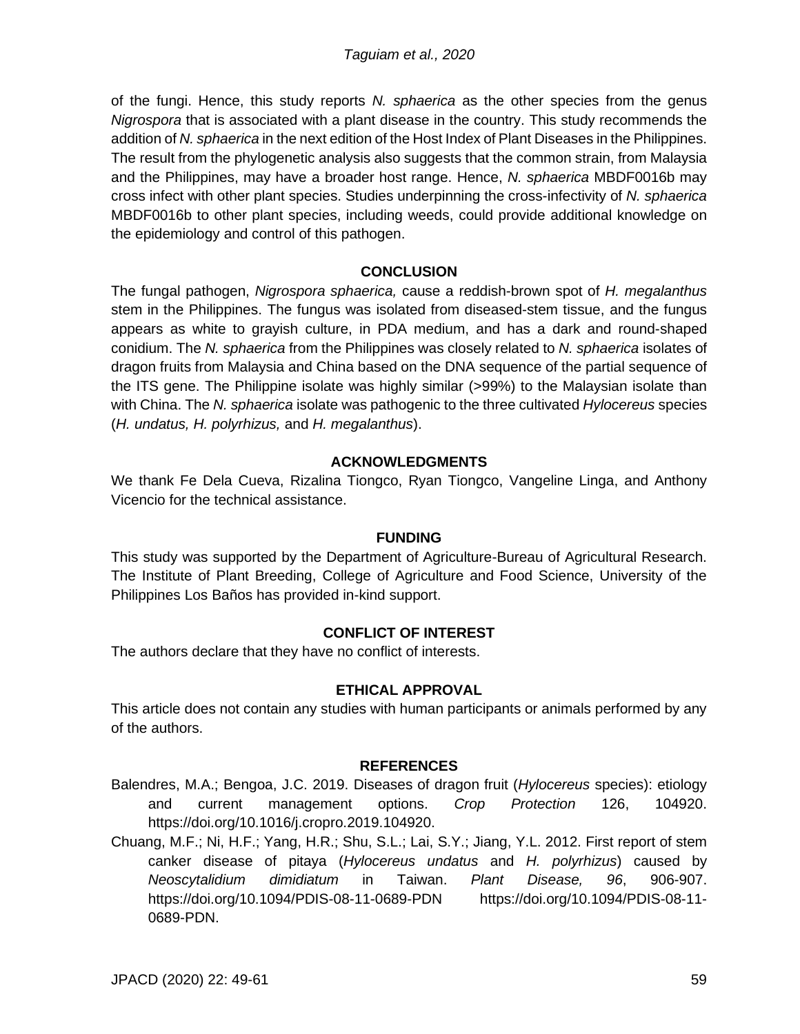of the fungi. Hence, this study reports *N. sphaerica* as the other species from the genus *Nigrospora* that is associated with a plant disease in the country. This study recommends the addition of *N. sphaerica* in the next edition of the Host Index of Plant Diseases in the Philippines. The result from the phylogenetic analysis also suggests that the common strain, from Malaysia and the Philippines, may have a broader host range. Hence, *N. sphaerica* MBDF0016b may cross infect with other plant species. Studies underpinning the cross-infectivity of *N. sphaerica* MBDF0016b to other plant species, including weeds, could provide additional knowledge on the epidemiology and control of this pathogen.

## CONCLUSION

The fungal pathogen, *Nigrospora sphaerica,* cause a reddish-brown spot of *H. megalanthus* stem in the Philippines. The fungus was isolated from diseased-stem tissue, and the fungus appears as white to grayish culture, in PDA medium, and has a dark and round-shaped conidium. The *N. sphaerica* from the Philippines was closely related to *N. sphaerica* isolates of dragon fruits from Malaysia and China based on the DNA sequence of the partial sequence of the ITS gene. The Philippine isolate was highly similar (>99%) to the Malaysian isolate than with China. The *N. sphaerica* isolate was pathogenic to the three cultivated *Hylocereus* species (*H. undatus, H. polyrhizus,* and *H. megalanthus*).

## ACKNOWLEDGMENTS

We thank Fe Dela Cueva, Rizalina Tiongco, Ryan Tiongco, Vangeline Linga, and Anthony Vicencio for the technical assistance.

## FUNDING

This study was supported by the Department of Agriculture-Bureau of Agricultural Research. The Institute of Plant Breeding, College of Agriculture and Food Science, University of the Philippines Los Baños has provided in-kind support.

## CONFLICT OF INTEREST

The authors declare that they have no conflict of interests.

## ETHICAL APPROVAL

This article does not contain any studies with human participants or animals performed by any of the authors.

## REFERENCES

Balendres, M.A.; Bengoa, J.C. 2019. Diseases of dragon fruit (*Hylocereus* species): etiology and current management options. *Crop Protection* 126, 104920. https://doi.org/10.1016/j.cropro.2019.104920.

Chuang, M.F.; Ni, H.F.; Yang, H.R.; Shu, S.L.; Lai, S.Y.; Jiang, Y.L. 2012. First report of stem canker disease of pitaya (*Hylocereus undatus* and *H. polyrhizus*) caused by *Neoscytalidium dimidiatum* in Taiwan. *Plant Disease, 96*, 906-907. https://doi.org/10.1094/PDIS-08-11-0689-PDN https://doi.org/10.1094/PDIS-08-11-0689-PDN.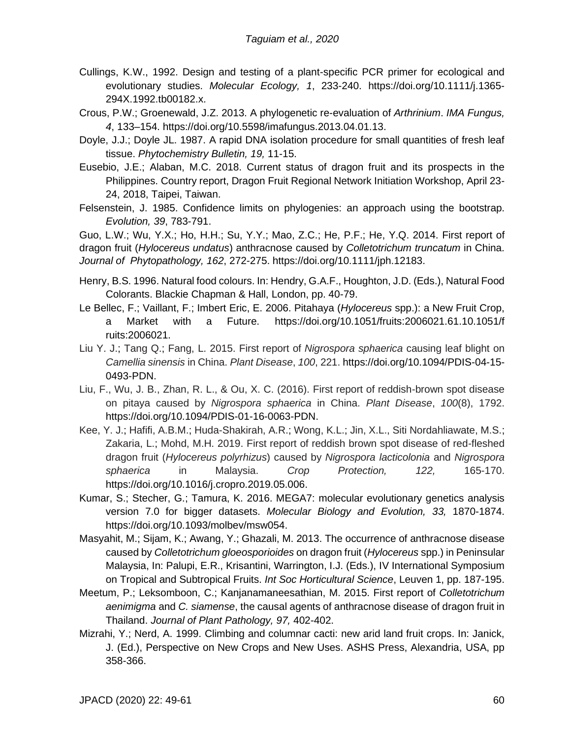Cullings, K.W., 1992. Design and testing of a plant-specific PCR primer for ecological and evolutionary studies. *Molecular Ecology, 1*, 233-240. https://doi.org/10.1111/j.1365-294X.1992.tb00182.x.

Crous, P.W.; Groenewald, J.Z. 2013. A phylogenetic re-evaluation of *Arthrinium*. *IMA Fungus, 4*, 133–154. https://doi.org/10.5598/imafungus.2013.04.01.13.

Doyle, J.J.; Doyle JL. 1987. A rapid DNA isolation procedure for small quantities of fresh leaf tissue. *Phytochemistry Bulletin, 19,* 11-15.

Eusebio, J.E.; Alaban, M.C. 2018. Current status of dragon fruit and its prospects in the Philippines. Country report, Dragon Fruit Regional Network Initiation Workshop, April 23-24, 2018, Taipei, Taiwan.

Felsenstein, J. 1985. Confidence limits on phylogenies: an approach using the bootstrap. *Evolution, 39*, 783-791.

Guo, L.W.; Wu, Y.X.; Ho, H.H.; Su, Y.Y.; Mao, Z.C.; He, P.F.; He, Y.Q. 2014. First report of dragon fruit (*Hylocereus undatus*) anthracnose caused by *Colletotrichum truncatum* in China. *Journal of Phytopathology, 162*, 272-275. https://doi.org/10.1111/jph.12183.

Henry, B.S. 1996. Natural food colours. In: Hendry, G.A.F., Houghton, J.D. (Eds.), Natural Food Colorants. Blackie Chapman & Hall, London, pp. 40-79.

Le Bellec, F.; Vaillant, F.; Imbert Eric, E. 2006. Pitahaya (*Hylocereus* spp.): a New Fruit Crop, a Market with a Future. https://doi.org/10.1051/fruits:2006021.61.10.1051/fruits:2006021.

Liu Y. J.; Tang Q.; Fang, L. 2015. First report of *Nigrospora sphaerica* causing leaf blight on *Camellia sinensis* in China. *Plant Disease*, *100*, 221. https://doi.org/10.1094/PDIS-04-15-0493-PDN.

Liu, F., Wu, J. B., Zhan, R. L., & Ou, X. C. (2016). First report of reddish-brown spot disease on pitaya caused by *Nigrospora sphaerica* in China. *Plant Disease*, *100*(8), 1792. https://doi.org/10.1094/PDIS-01-16-0063-PDN.

Kee, Y. J.; Hafifi, A.B.M.; Huda-Shakirah, A.R.; Wong, K.L.; Jin, X.L., Siti Nordahliawate, M.S.; Zakaria, L.; Mohd, M.H. 2019. First report of reddish brown spot disease of red-fleshed dragon fruit (*Hylocereus polyrhizus*) caused by *Nigrospora lacticolonia* and *Nigrospora sphaerica* in Malaysia. *Crop Protection, 122,* 165-170. https://doi.org/10.1016/j.cropro.2019.05.006.

Kumar, S.; Stecher, G.; Tamura, K. 2016. MEGA7: molecular evolutionary genetics analysis version 7.0 for bigger datasets. *Molecular Biology and Evolution, 33,* 1870-1874. https://doi.org/10.1093/molbev/msw054.

Masyahit, M.; Sijam, K.; Awang, Y.; Ghazali, M. 2013. The occurrence of anthracnose disease caused by *Colletotrichum gloeosporioides* on dragon fruit (*Hylocereus* spp.) in Peninsular Malaysia, In: Palupi, E.R., Krisantini, Warrington, I.J. (Eds.), IV International Symposium on Tropical and Subtropical Fruits. *Int Soc Horticultural Science*, Leuven 1, pp. 187-195.

Meetum, P.; Leksomboon, C.; Kanjanamaneesathian, M. 2015. First report of *Colletotrichum aenimigma* and *C. siamense*, the causal agents of anthracnose disease of dragon fruit in Thailand. *Journal of Plant Pathology, 97,* 402-402.

Mizrahi, Y.; Nerd, A. 1999. Climbing and columnar cacti: new arid land fruit crops. In: Janick, J. (Ed.), Perspective on New Crops and New Uses. ASHS Press, Alexandria, USA, pp 358-366.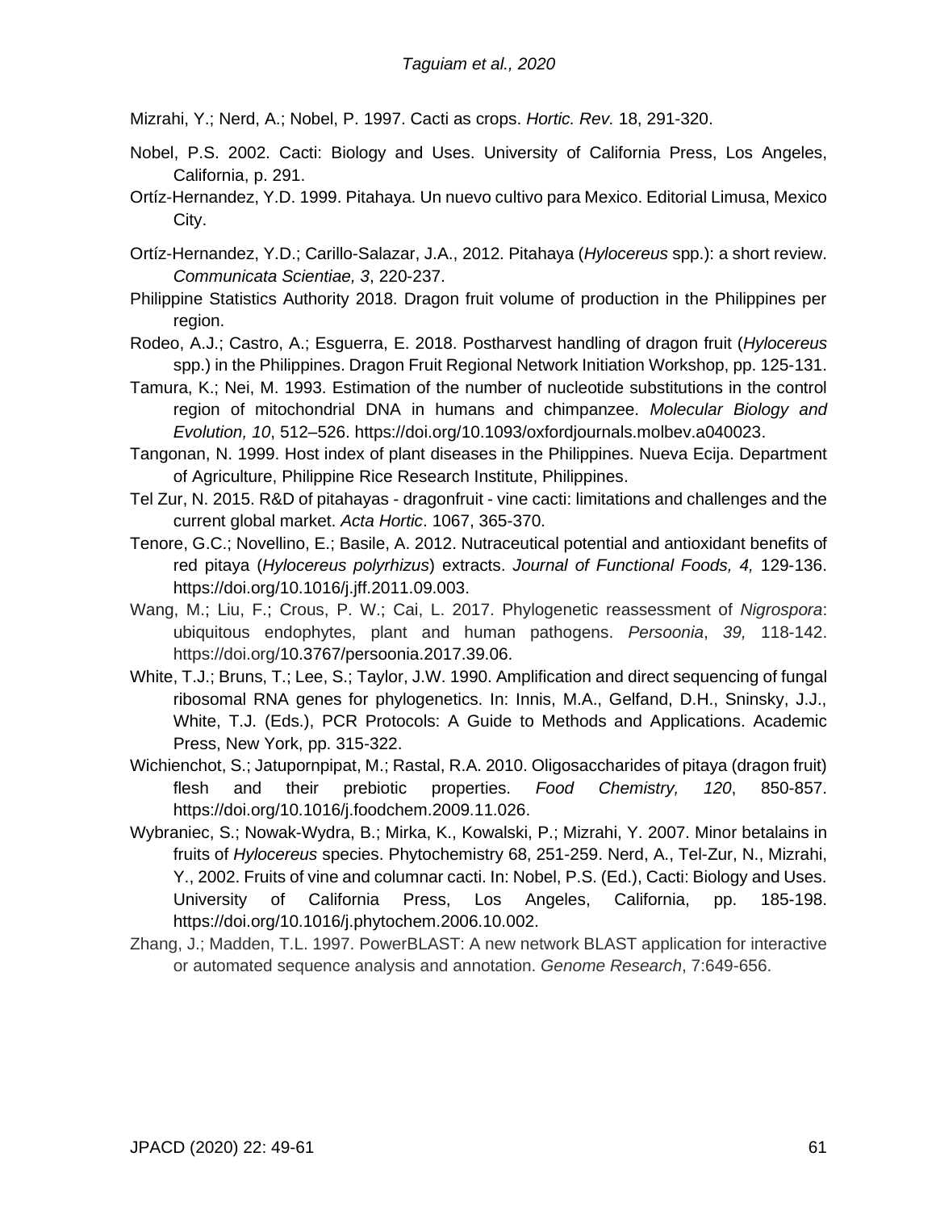Mizrahi, Y.; Nerd, A.; Nobel, P. 1997. Cacti as crops. *Hortic. Rev.* 18, 291-320.

Nobel, P.S. 2002. Cacti: Biology and Uses. University of California Press, Los Angeles, California, p. 291.

Ortíz-Hernandez, Y.D. 1999. Pitahaya. Un nuevo cultivo para Mexico. Editorial Limusa, Mexico City.

Ortíz-Hernandez, Y.D.; Carillo-Salazar, J.A., 2012. Pitahaya (*Hylocereus* spp.): a short review. *Communicata Scientiae, 3*, 220-237.

Philippine Statistics Authority 2018. Dragon fruit volume of production in the Philippines per region.

Rodeo, A.J.; Castro, A.; Esguerra, E. 2018. Postharvest handling of dragon fruit (*Hylocereus* spp.) in the Philippines. Dragon Fruit Regional Network Initiation Workshop, pp. 125-131.

Tamura, K.; Nei, M. 1993. Estimation of the number of nucleotide substitutions in the control region of mitochondrial DNA in humans and chimpanzee. *Molecular Biology and Evolution, 10*, 512–526. https://doi.org/10.1093/oxfordjournals.molbev.a040023.

Tangonan, N. 1999. Host index of plant diseases in the Philippines. Nueva Ecija. Department of Agriculture, Philippine Rice Research Institute, Philippines.

Tel Zur, N. 2015. R&D of pitahayas - dragonfruit - vine cacti: limitations and challenges and the current global market. *Acta Hortic*. 1067, 365-370.

Tenore, G.C.; Novellino, E.; Basile, A. 2012. Nutraceutical potential and antioxidant benefits of red pitaya (*Hylocereus polyrhizus*) extracts. *Journal of Functional Foods, 4,* 129-136. https://doi.org/10.1016/j.jff.2011.09.003.

Wang, M.; Liu, F.; Crous, P. W.; Cai, L. 2017. Phylogenetic reassessment of *Nigrospora*: ubiquitous endophytes, plant and human pathogens. *Persoonia*, *39,* 118-142. https://doi.org/10.3767/persoonia.2017.39.06.

White, T.J.; Bruns, T.; Lee, S.; Taylor, J.W. 1990. Amplification and direct sequencing of fungal ribosomal RNA genes for phylogenetics. In: Innis, M.A., Gelfand, D.H., Sninsky, J.J., White, T.J. (Eds.), PCR Protocols: A Guide to Methods and Applications. Academic Press, New York, pp. 315-322.

Wichienchot, S.; Jatupornpipat, M.; Rastal, R.A. 2010. Oligosaccharides of pitaya (dragon fruit) flesh and their prebiotic properties. *Food Chemistry, 120*, 850-857. https://doi.org/10.1016/j.foodchem.2009.11.026.

Wybraniec, S.; Nowak-Wydra, B.; Mirka, K., Kowalski, P.; Mizrahi, Y. 2007. Minor betalains in fruits of *Hylocereus* species. Phytochemistry 68, 251-259. Nerd, A., Tel-Zur, N., Mizrahi, Y., 2002. Fruits of vine and columnar cacti. In: Nobel, P.S. (Ed.), Cacti: Biology and Uses. University of California Press, Los Angeles, California, pp. 185-198. https://doi.org/10.1016/j.phytochem.2006.10.002.

Zhang, J.; Madden, T.L. 1997. PowerBLAST: A new network BLAST application for interactive or automated sequence analysis and annotation. *Genome Research*, 7:649-656.